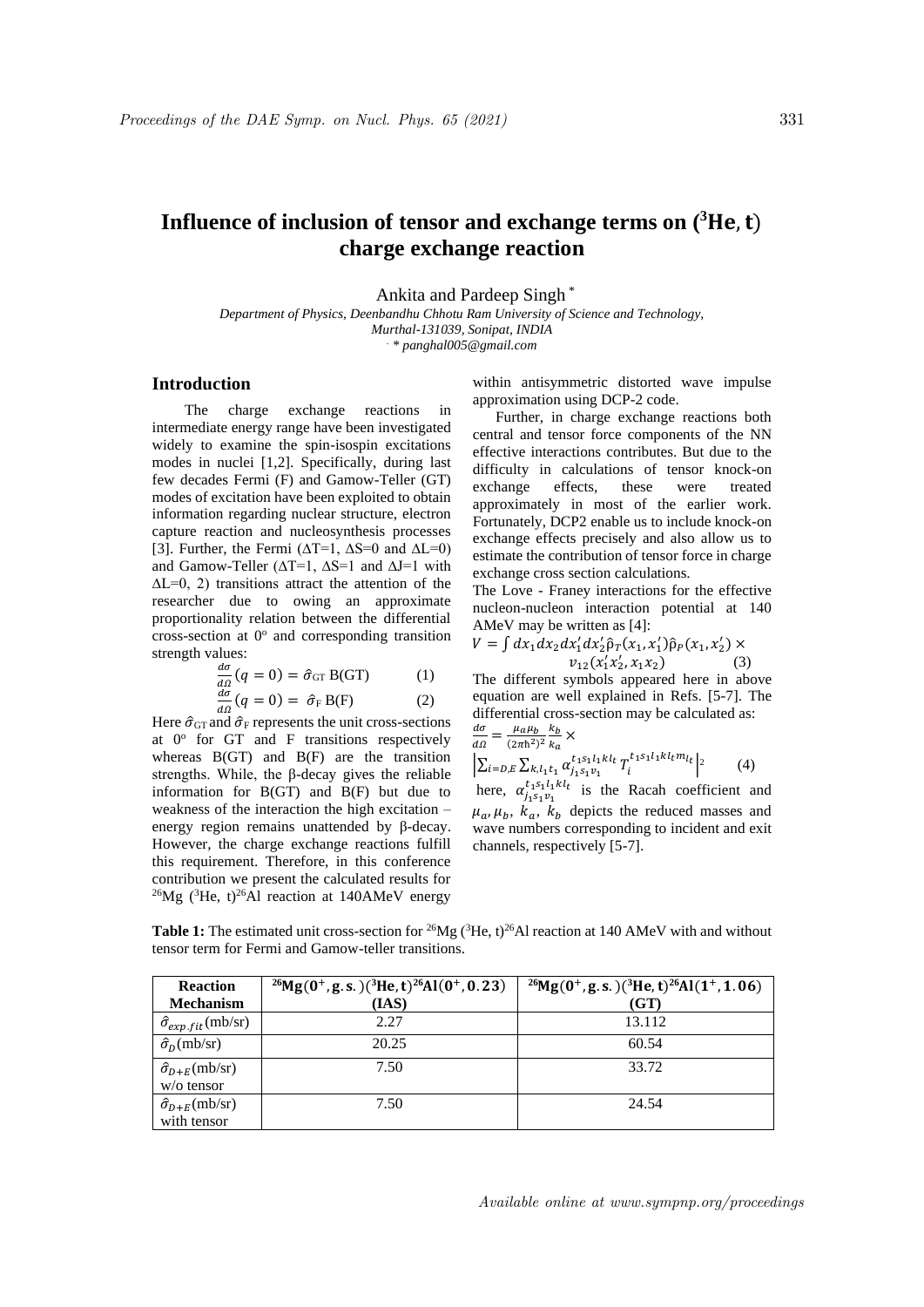# Influence of inclusion of tensor and exchange terms on ($^3$He, t) charge exchange reaction

Ankita and Pardeep Singh *

*Department of Physics, Deenbandhu Chhotu Ram University of Science and Technology, Murthal-131039, Sonipat, INDIA*

*\* panghal005@gmail.com*

## Introduction

The charge exchange reactions in intermediate energy range have been investigated widely to examine the spin-isospin excitations modes in nuclei [1,2]. Specifically, during last few decades Fermi (F) and Gamow-Teller (GT) modes of excitation have been exploited to obtain information regarding nuclear structure, electron capture reaction and nucleosynthesis processes [3]. Further, the Fermi ($\Delta$T=1, $\Delta$S=0 and $\Delta$L=0) and Gamow-Teller ($\Delta$T=1, $\Delta$S=1 and $\Delta$J=1 with $\Delta$L=0, 2) transitions attract the attention of the researcher due to owing an approximate proportionality relation between the differential cross-section at 0$^o$ and corresponding transition strength values:

$$\frac{d\sigma}{d\Omega}(q=0) = \hat{\sigma}_{GT}\, B(GT) \qquad (1)$$

$$\frac{d\sigma}{d\Omega}(q=0) = \hat{\sigma}_{F}\, B(F) \qquad (2)$$

Here $\hat{\sigma}_{GT}$ and $\hat{\sigma}_{F}$ represents the unit cross-sections at 0$^o$ for GT and F transitions respectively whereas B(GT) and B(F) are the transition strengths. While, the β-decay gives the reliable information for B(GT) and B(F) but due to weakness of the interaction the high excitation – energy region remains unattended by β-decay. However, the charge exchange reactions fulfill this requirement. Therefore, in this conference contribution we present the calculated results for $^{26}$Mg ($^3$He, t)$^{26}$Al reaction at 140AMeV energy within antisymmetric distorted wave impulse approximation using DCP-2 code.

Further, in charge exchange reactions both central and tensor force components of the NN effective interactions contributes. But due to the difficulty in calculations of tensor knock-on exchange effects, these were treated approximately in most of the earlier work. Fortunately, DCP2 enable us to include knock-on exchange effects precisely and also allow us to estimate the contribution of tensor force in charge exchange cross section calculations.

The Love - Franey interactions for the effective nucleon-nucleon interaction potential at 140 AMeV may be written as [4]:

$$V = \int dx_1 dx_2 dx_1' dx_2' \hat{\rho}_T(x_1, x_1')\hat{\rho}_P(x_1, x_2') \times v_{12}(x_1' x_2', x_1 x_2) \qquad (3)$$

The different symbols appeared here in above equation are well explained in Refs. [5-7]. The differential cross-section may be calculated as:

$$\frac{d\sigma}{d\Omega} = \frac{\mu_a \mu_b}{(2\pi\hbar^2)^2}\frac{k_b}{k_a} \times \left|\sum_{i=D,E}\sum_{k,l_1 t_1} \alpha_{j_1 s_1 v_1}^{t_1 s_1 l_1 k l_t} T_i^{t_1 s_1 l_1 k l_t m_{l_t}}\right|^2 \qquad (4)$$

here, $\alpha_{j_1 s_1 v_1}^{t_1 s_1 l_1 k l_t}$ is the Racah coefficient and $\mu_a, \mu_b,\ k_a,\ k_b$ depicts the reduced masses and wave numbers corresponding to incident and exit channels, respectively [5-7].

**Table 1:** The estimated unit cross-section for $^{26}$Mg ($^3$He, t)$^{26}$Al reaction at 140 AMeV with and without tensor term for Fermi and Gamow-teller transitions.

| Reaction Mechanism | $^{26}$Mg(0$^+$, g.s.)($^3$He, t)$^{26}$Al(0$^+$, 0.23) (IAS) | $^{26}$Mg(0$^+$, g.s.)($^3$He, t)$^{26}$Al(1$^+$, 1.06) (GT) |
|---|---|---|
| $\hat{\sigma}_{exp.fit}$(mb/sr) | 2.27 | 13.112 |
| $\hat{\sigma}_D$(mb/sr) | 20.25 | 60.54 |
| $\hat{\sigma}_{D+E}$(mb/sr) w/o tensor | 7.50 | 33.72 |
| $\hat{\sigma}_{D+E}$(mb/sr) with tensor | 7.50 | 24.54 |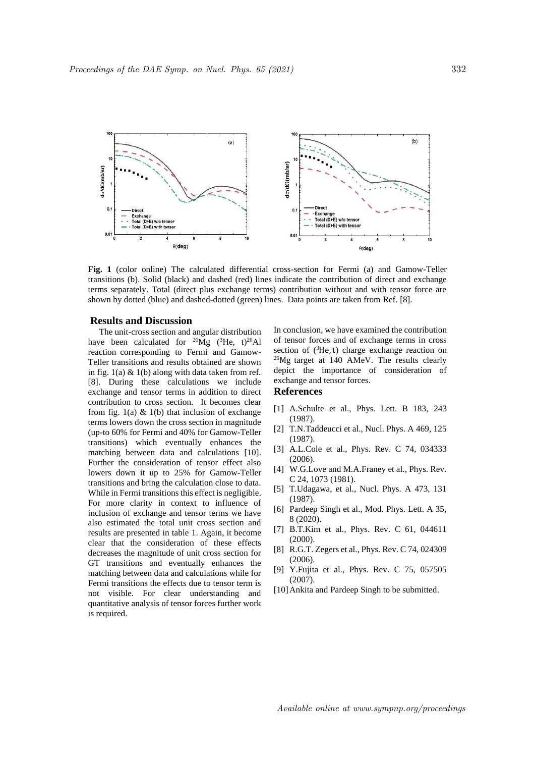(a)

$d\sigma/d\Omega$(mb/sr)

100

10

1

0.1

0.01

0 2 4 6 8 10

θ(deg)

Direct

Exchange

Total (D+E) w/o tensor

Total (D+E) with tensor

(b)

$d\sigma/d\Omega$(mb/sr)

100

10

1

0.1

0.01

0 2 4 6 8 10

θ(deg)

Direct

Exchange

Total (D+E) w/o tensor

Total (D+E) with tensor

**Fig. 1** (color online) The calculated differential cross-section for Fermi (a) and Gamow-Teller transitions (b). Solid (black) and dashed (red) lines indicate the contribution of direct and exchange terms separately. Total (direct plus exchange terms) contribution without and with tensor force are shown by dotted (blue) and dashed-dotted (green) lines. Data points are taken from Ref. [8].

## Results and Discussion

The unit-cross section and angular distribution have been calculated for $^{26}$Mg ($^{3}$He, t)$^{26}$Al reaction corresponding to Fermi and Gamow-Teller transitions and results obtained are shown in fig. 1(a) & 1(b) along with data taken from ref. [8]. During these calculations we include exchange and tensor terms in addition to direct contribution to cross section. It becomes clear from fig. 1(a) & 1(b) that inclusion of exchange terms lowers down the cross section in magnitude (up-to 60% for Fermi and 40% for Gamow-Teller transitions) which eventually enhances the matching between data and calculations [10]. Further the consideration of tensor effect also lowers down it up to 25% for Gamow-Teller transitions and bring the calculation close to data. While in Fermi transitions this effect is negligible. For more clarity in context to influence of inclusion of exchange and tensor terms we have also estimated the total unit cross section and results are presented in table 1. Again, it become clear that the consideration of these effects decreases the magnitude of unit cross section for GT transitions and eventually enhances the matching between data and calculations while for Fermi transitions the effects due to tensor term is not visible. For clear understanding and quantitative analysis of tensor forces further work is required.

In conclusion, we have examined the contribution of tensor forces and of exchange terms in cross section of ($^{3}$He, t) charge exchange reaction on $^{26}$Mg target at 140 AMeV. The results clearly depict the importance of consideration of exchange and tensor forces.

## References

[1] A.Schulte et al., Phys. Lett. B 183, 243 (1987).

[2] T.N.Taddeucci et al., Nucl. Phys. A 469, 125 (1987).

[3] A.L.Cole et al., Phys. Rev. C 74, 034333 (2006).

[4] W.G.Love and M.A.Franey et al., Phys. Rev. C 24, 1073 (1981).

[5] T.Udagawa, et al., Nucl. Phys. A 473, 131 (1987).

[6] Pardeep Singh et al., Mod. Phys. Lett. A 35, 8 (2020).

[7] B.T.Kim et al., Phys. Rev. C 61, 044611 (2000).

[8] R.G.T. Zegers et al., Phys. Rev. C 74, 024309 (2006).

[9] Y.Fujita et al., Phys. Rev. C 75, 057505 (2007).

[10] Ankita and Pardeep Singh to be submitted.